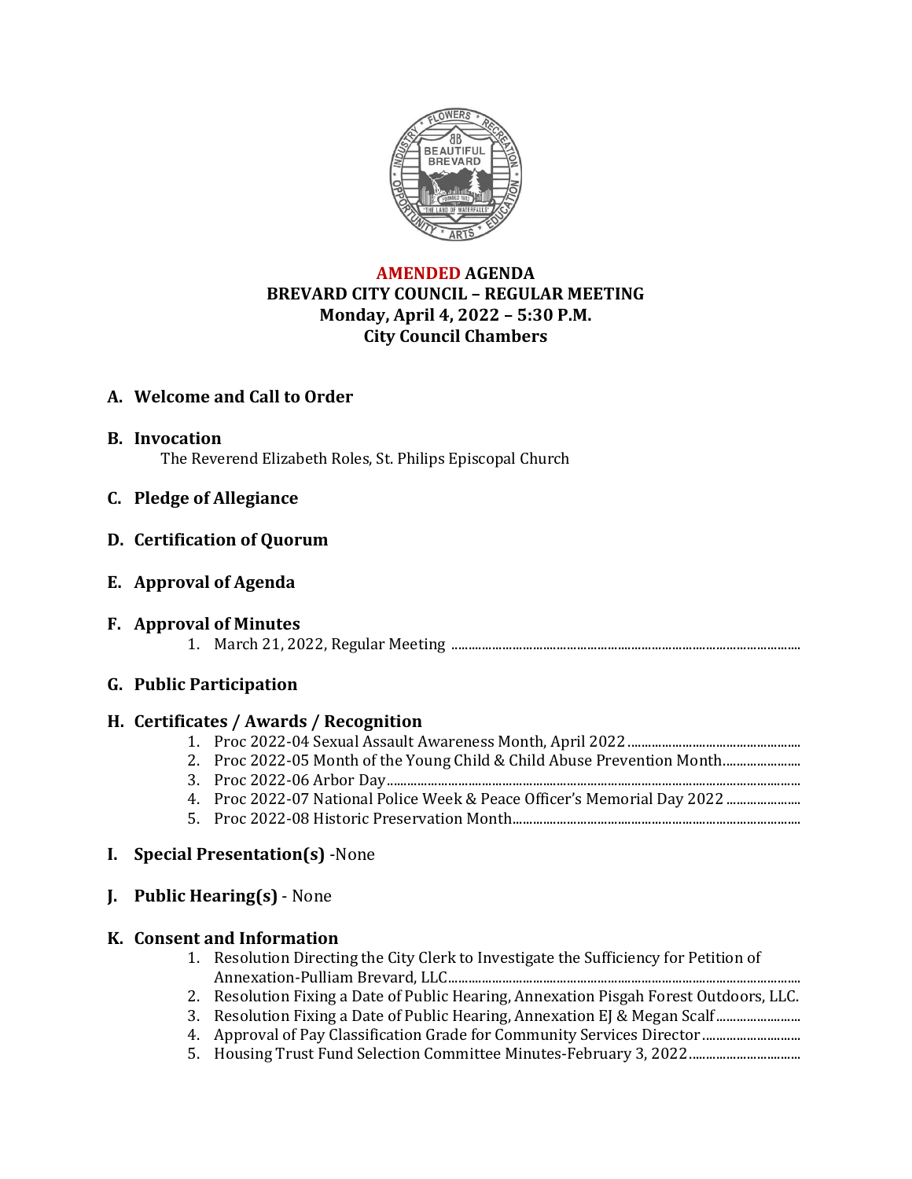**AMENDED AGENDA**
**BREVARD CITY COUNCIL – REGULAR MEETING**
**Monday, April 4, 2022 – 5:30 P.M.**
**City Council Chambers**

## A. Welcome and Call to Order

## B. Invocation

The Reverend Elizabeth Roles, St. Philips Episcopal Church

## C. Pledge of Allegiance

## D. Certification of Quorum

## E. Approval of Agenda

## F. Approval of Minutes

1. March 21, 2022, Regular Meeting

## G. Public Participation

## H. Certificates / Awards / Recognition

1. Proc 2022-04 Sexual Assault Awareness Month, April 2022
2. Proc 2022-05 Month of the Young Child & Child Abuse Prevention Month
3. Proc 2022-06 Arbor Day
4. Proc 2022-07 National Police Week & Peace Officer's Memorial Day 2022
5. Proc 2022-08 Historic Preservation Month

## I. Special Presentation(s) -None

## J. Public Hearing(s) - None

## K. Consent and Information

1. Resolution Directing the City Clerk to Investigate the Sufficiency for Petition of Annexation-Pulliam Brevard, LLC
2. Resolution Fixing a Date of Public Hearing, Annexation Pisgah Forest Outdoors, LLC.
3. Resolution Fixing a Date of Public Hearing, Annexation EJ & Megan Scalf
4. Approval of Pay Classification Grade for Community Services Director
5. Housing Trust Fund Selection Committee Minutes-February 3, 2022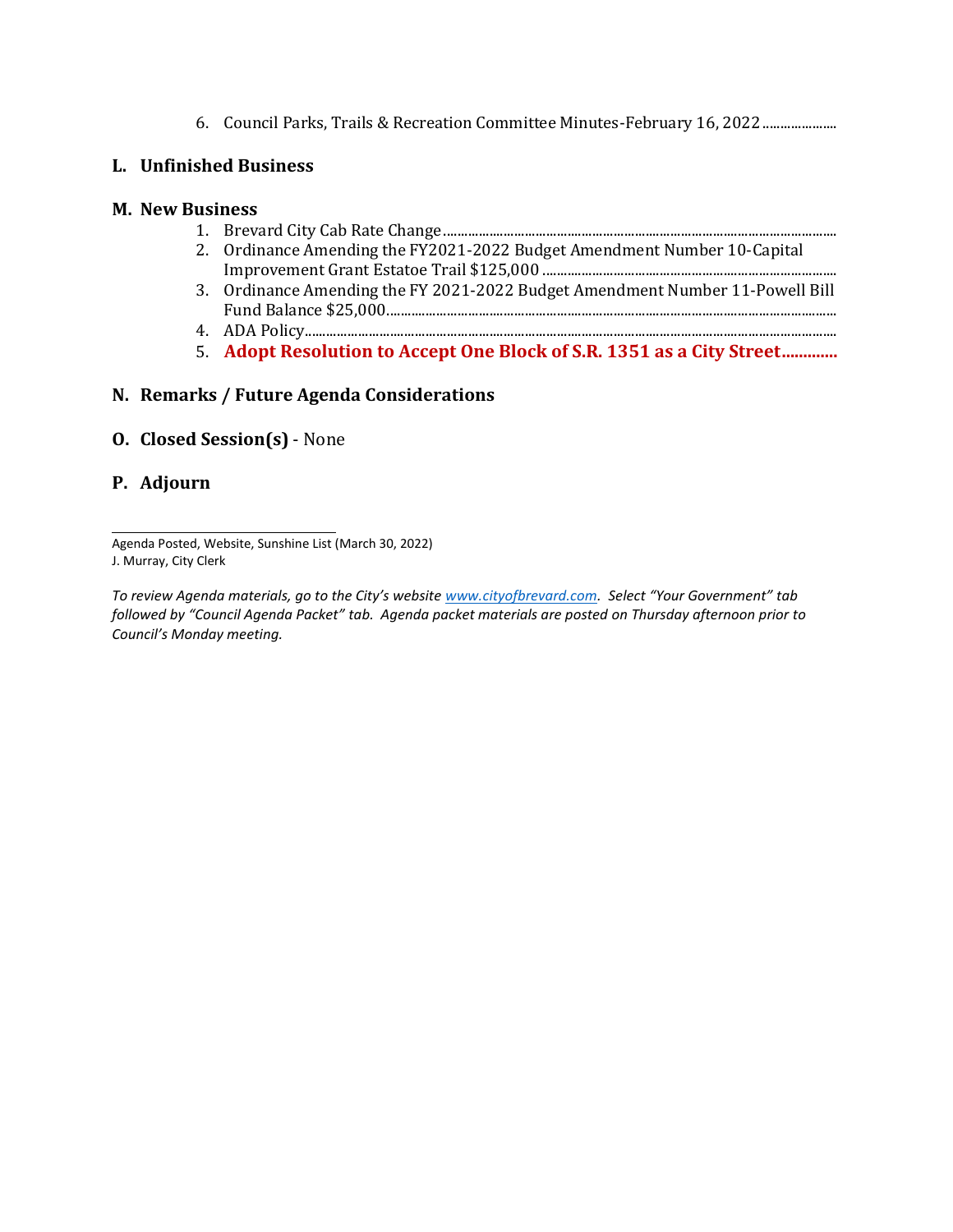6. Council Parks, Trails & Recreation Committee Minutes-February 16, 2022.....................

**L. Unfinished Business**

**M. New Business**

1. Brevard City Cab Rate Change................................................................................................................
2. Ordinance Amending the FY2021-2022 Budget Amendment Number 10-Capital Improvement Grant Estatoe Trail $125,000.....................................................................................
3. Ordinance Amending the FY 2021-2022 Budget Amendment Number 11-Powell Bill Fund Balance $25,000................................................................................................................
4. ADA Policy.................................................................................................................................................
5. **Adopt Resolution to Accept One Block of S.R. 1351 as a City Street.............**

**N. Remarks / Future Agenda Considerations**

**O. Closed Session(s)** - None

**P. Adjourn**

---

Agenda Posted, Website, Sunshine List (March 30, 2022)
J. Murray, City Clerk

*To review Agenda materials, go to the City's website www.cityofbrevard.com. Select "Your Government" tab followed by "Council Agenda Packet" tab. Agenda packet materials are posted on Thursday afternoon prior to Council's Monday meeting.*